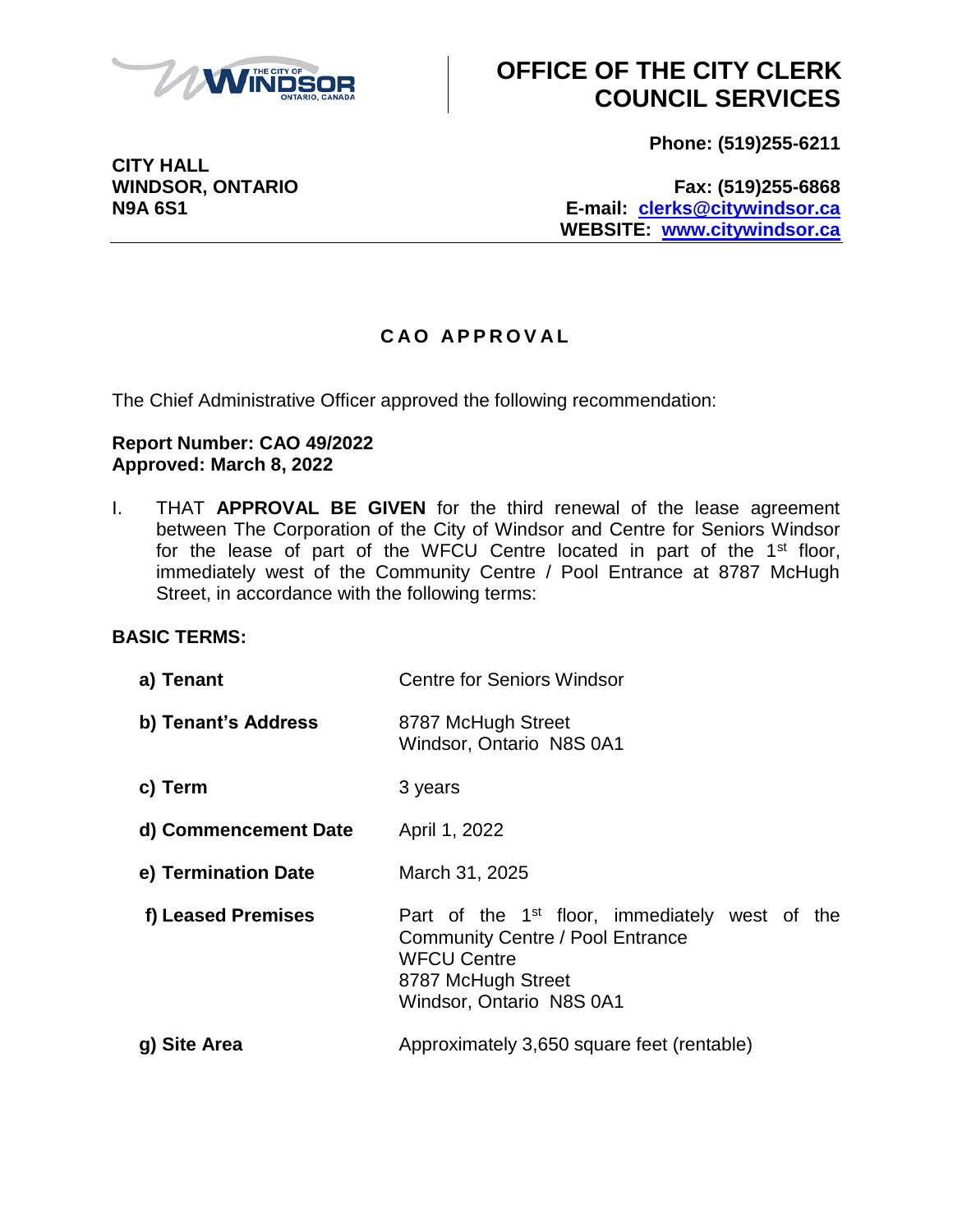# OFFICE OF THE CITY CLERK COUNCIL SERVICES

**CITY HALL**
**WINDSOR, ONTARIO**
**N9A 6S1**

**Phone: (519)255-6211**

**Fax: (519)255-6868**
**E-mail: clerks@citywindsor.ca**
**WEBSITE: www.citywindsor.ca**

## C A O  A P P R O V A L

The Chief Administrative Officer approved the following recommendation:

**Report Number: CAO 49/2022**
**Approved: March 8, 2022**

I. THAT **APPROVAL BE GIVEN** for the third renewal of the lease agreement between The Corporation of the City of Windsor and Centre for Seniors Windsor for the lease of part of the WFCU Centre located in part of the 1st floor, immediately west of the Community Centre / Pool Entrance at 8787 McHugh Street, in accordance with the following terms:

**BASIC TERMS:**

| | |
|---|---|
| **a) Tenant** | Centre for Seniors Windsor |
| **b) Tenant's Address** | 8787 McHugh Street<br>Windsor, Ontario N8S 0A1 |
| **c) Term** | 3 years |
| **d) Commencement Date** | April 1, 2022 |
| **e) Termination Date** | March 31, 2025 |
| **f) Leased Premises** | Part of the 1st floor, immediately west of the Community Centre / Pool Entrance<br>WFCU Centre<br>8787 McHugh Street<br>Windsor, Ontario N8S 0A1 |
| **g) Site Area** | Approximately 3,650 square feet (rentable) |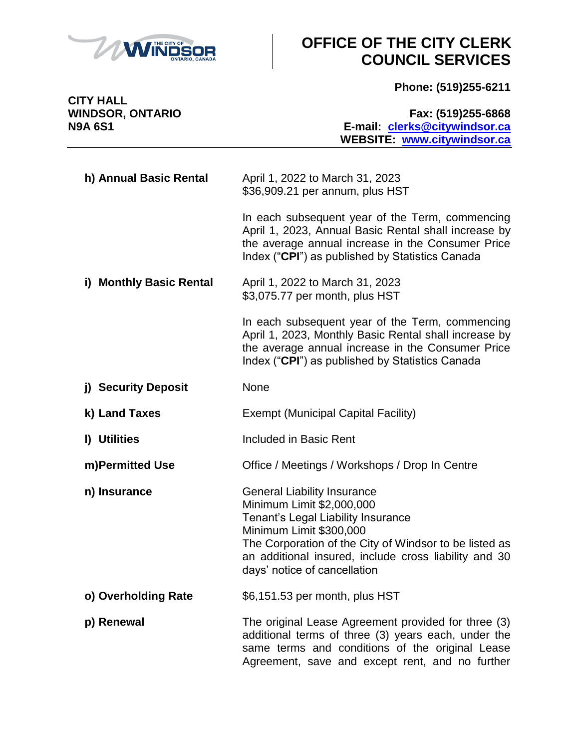| | |
|---|---|
| **h) Annual Basic Rental** | April 1, 2022 to March 31, 2023<br>$36,909.21 per annum, plus HST<br><br>In each subsequent year of the Term, commencing April 1, 2023, Annual Basic Rental shall increase by the average annual increase in the Consumer Price Index ("**CPI**") as published by Statistics Canada |
| **i) Monthly Basic Rental** | April 1, 2022 to March 31, 2023<br>$3,075.77 per month, plus HST<br><br>In each subsequent year of the Term, commencing April 1, 2023, Monthly Basic Rental shall increase by the average annual increase in the Consumer Price Index ("**CPI**") as published by Statistics Canada |
| **j) Security Deposit** | None |
| **k) Land Taxes** | Exempt (Municipal Capital Facility) |
| **l) Utilities** | Included in Basic Rent |
| **m)Permitted Use** | Office / Meetings / Workshops / Drop In Centre |
| **n) Insurance** | General Liability Insurance<br>Minimum Limit $2,000,000<br>Tenant's Legal Liability Insurance<br>Minimum Limit $300,000<br>The Corporation of the City of Windsor to be listed as an additional insured, include cross liability and 30 days' notice of cancellation |
| **o) Overholding Rate** | $6,151.53 per month, plus HST |
| **p) Renewal** | The original Lease Agreement provided for three (3) additional terms of three (3) years each, under the same terms and conditions of the original Lease Agreement, save and except rent, and no further |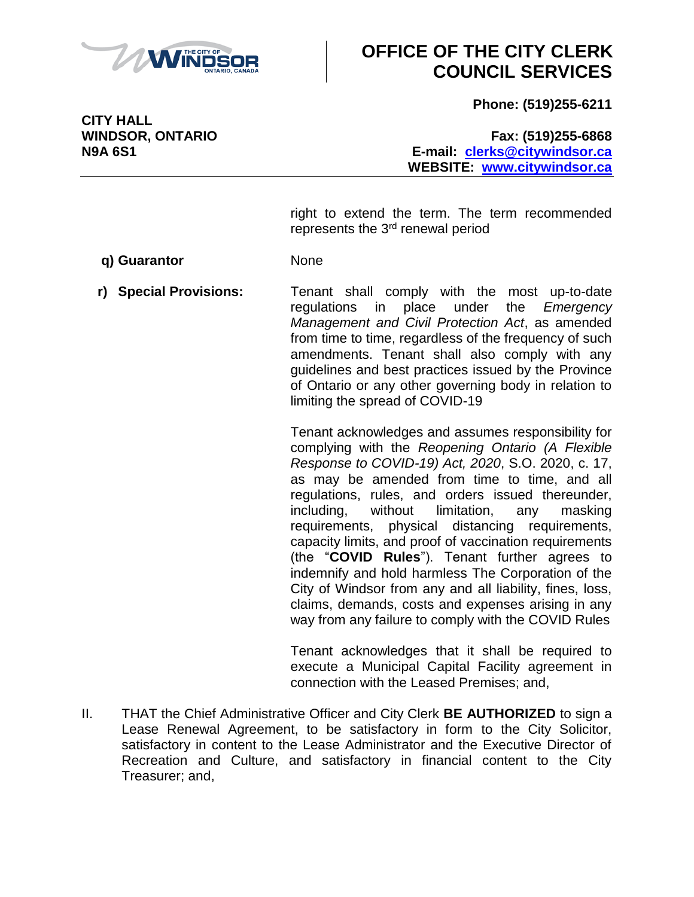right to extend the term. The term recommended represents the 3rd renewal period

**q) Guarantor** None

**r) Special Provisions:** Tenant shall comply with the most up-to-date regulations in place under the *Emergency Management and Civil Protection Act*, as amended from time to time, regardless of the frequency of such amendments. Tenant shall also comply with any guidelines and best practices issued by the Province of Ontario or any other governing body in relation to limiting the spread of COVID-19

Tenant acknowledges and assumes responsibility for complying with the *Reopening Ontario (A Flexible Response to COVID-19) Act, 2020*, S.O. 2020, c. 17, as may be amended from time to time, and all regulations, rules, and orders issued thereunder, including, without limitation, any masking requirements, physical distancing requirements, capacity limits, and proof of vaccination requirements (the "**COVID Rules**"). Tenant further agrees to indemnify and hold harmless The Corporation of the City of Windsor from any and all liability, fines, loss, claims, demands, costs and expenses arising in any way from any failure to comply with the COVID Rules

Tenant acknowledges that it shall be required to execute a Municipal Capital Facility agreement in connection with the Leased Premises; and,

II. THAT the Chief Administrative Officer and City Clerk **BE AUTHORIZED** to sign a Lease Renewal Agreement, to be satisfactory in form to the City Solicitor, satisfactory in content to the Lease Administrator and the Executive Director of Recreation and Culture, and satisfactory in financial content to the City Treasurer; and,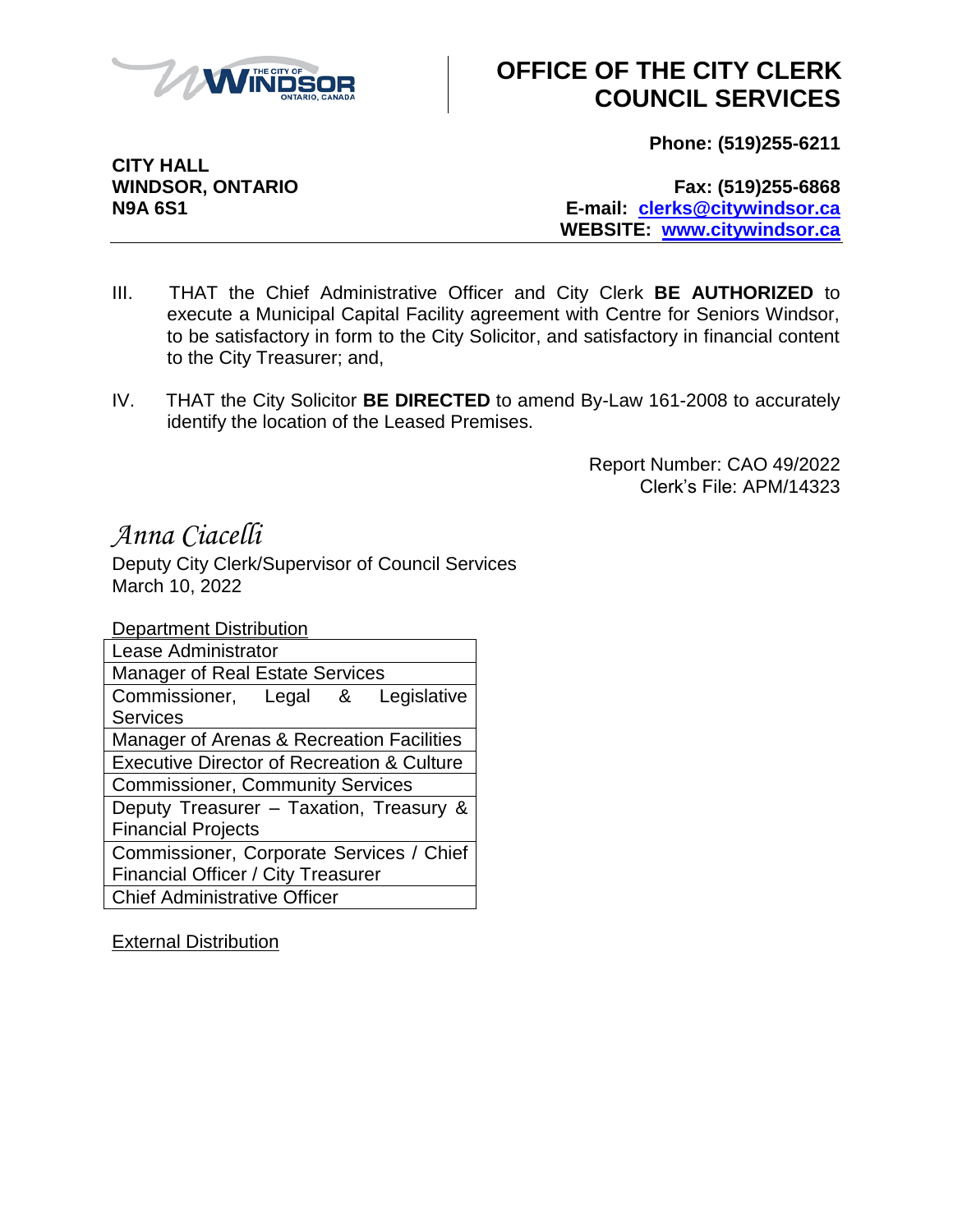# OFFICE OF THE CITY CLERK
# COUNCIL SERVICES

**Phone: (519)255-6211**

**CITY HALL**
**WINDSOR, ONTARIO**
**N9A 6S1**

**Fax: (519)255-6868**
**E-mail: clerks@citywindsor.ca**
**WEBSITE: www.citywindsor.ca**

---

III. THAT the Chief Administrative Officer and City Clerk **BE AUTHORIZED** to execute a Municipal Capital Facility agreement with Centre for Seniors Windsor, to be satisfactory in form to the City Solicitor, and satisfactory in financial content to the City Treasurer; and,

IV. THAT the City Solicitor **BE DIRECTED** to amend By-Law 161-2008 to accurately identify the location of the Leased Premises.

Report Number: CAO 49/2022
Clerk's File: APM/14323

*Anna Ciacelli*
Deputy City Clerk/Supervisor of Council Services
March 10, 2022

Department Distribution

| |
|---|
| Lease Administrator |
| Manager of Real Estate Services |
| Commissioner, Legal & Legislative Services |
| Manager of Arenas & Recreation Facilities |
| Executive Director of Recreation & Culture |
| Commissioner, Community Services |
| Deputy Treasurer – Taxation, Treasury & Financial Projects |
| Commissioner, Corporate Services / Chief Financial Officer / City Treasurer |
| Chief Administrative Officer |

External Distribution